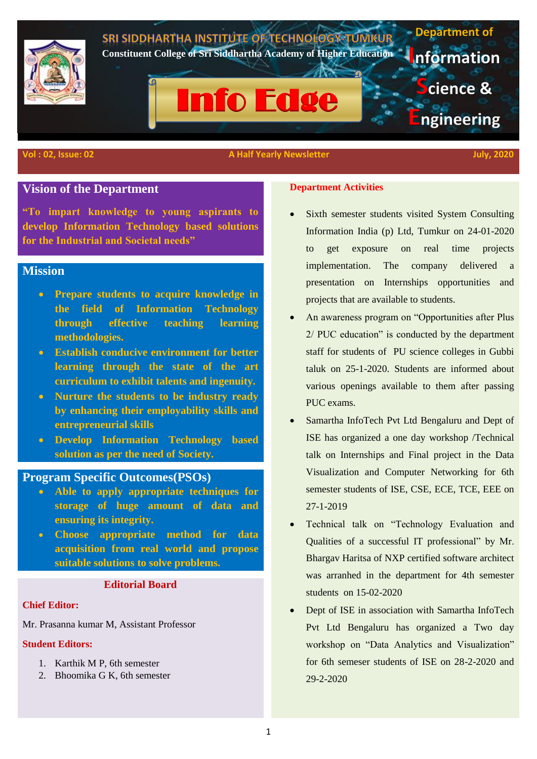# SRI SIDDHARTHA INSTITUTE OF TECHNOLOGY-TUMKUR

**Constituent College of Sri Siddhartha Academy of Higher Education**

# Info Edge

**Department of Information Science & Engineering**

**Vol : 02, Issue: 02** | **A Half Yearly Newsletter** | **July, 2020**

## Vision of the Department

**"To impart knowledge to young aspirants to develop Information Technology based solutions for the Industrial and Societal needs"**

## Mission

- **Prepare students to acquire knowledge in the field of Information Technology through effective teaching learning methodologies.**
- **Establish conducive environment for better learning through the state of the art curriculum to exhibit talents and ingenuity.**
- **Nurture the students to be industry ready by enhancing their employability skills and entrepreneurial skills**
- **Develop Information Technology based solution as per the need of Society.**

## Program Specific Outcomes(PSOs)

- **Able to apply appropriate techniques for storage of huge amount of data and ensuring its integrity.**
- **Choose appropriate method for data acquisition from real world and propose suitable solutions to solve problems.**

## Editorial Board

**Chief Editor:**

Mr. Prasanna kumar M, Assistant Professor

**Student Editors:**

1. Karthik M P, 6th semester
2. Bhoomika G K, 6th semester

## Department Activities

- Sixth semester students visited System Consulting Information India (p) Ltd, Tumkur on 24-01-2020 to get exposure on real time projects implementation. The company delivered a presentation on Internships opportunities and projects that are available to students.
- An awareness program on "Opportunities after Plus 2/ PUC education" is conducted by the department staff for students of PU science colleges in Gubbi taluk on 25-1-2020. Students are informed about various openings available to them after passing PUC exams.
- Samartha InfoTech Pvt Ltd Bengaluru and Dept of ISE has organized a one day workshop /Technical talk on Internships and Final project in the Data Visualization and Computer Networking for 6th semester students of ISE, CSE, ECE, TCE, EEE on 27-1-2019
- Technical talk on "Technology Evaluation and Qualities of a successful IT professional" by Mr. Bhargav Haritsa of NXP certified software architect was arranhed in the department for 4th semester students on 15-02-2020
- Dept of ISE in association with Samartha InfoTech Pvt Ltd Bengaluru has organized a Two day workshop on "Data Analytics and Visualization" for 6th semeser students of ISE on 28-2-2020 and 29-2-2020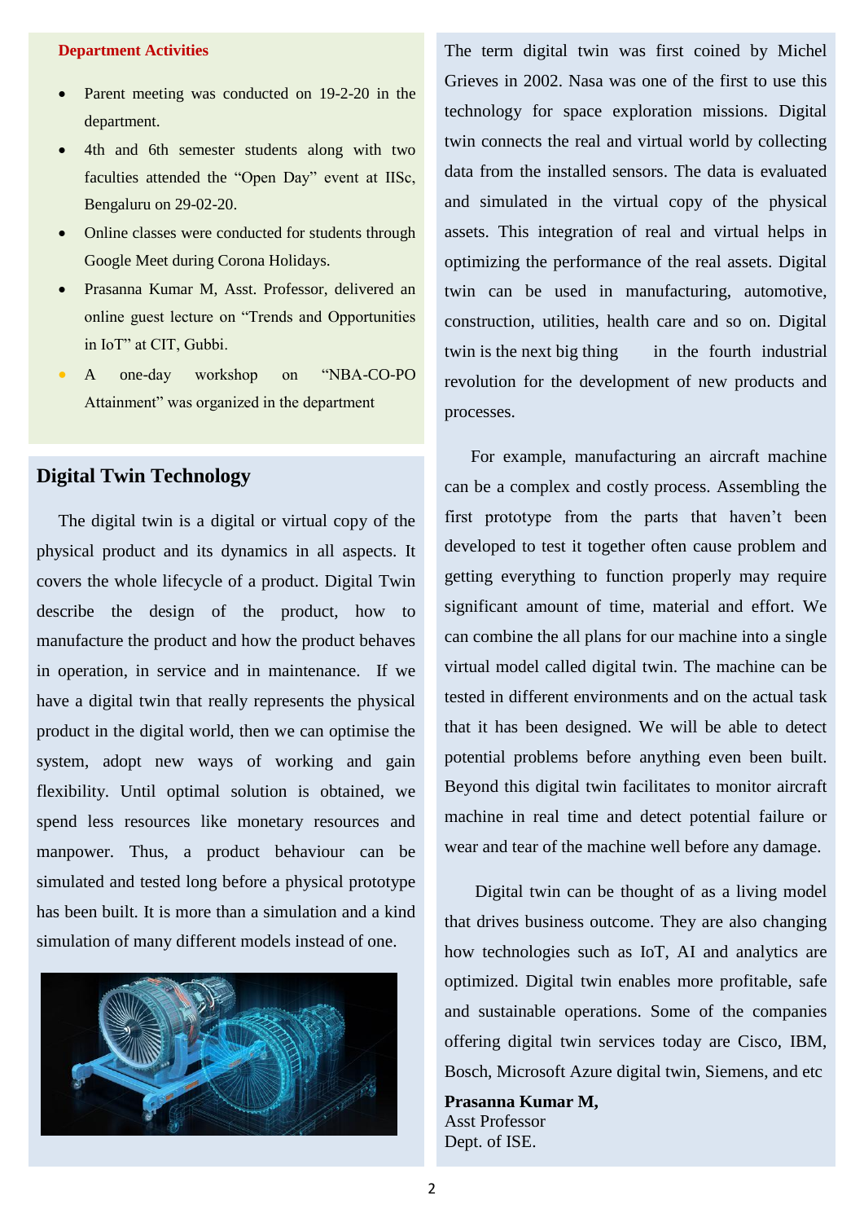**Department Activities**

- Parent meeting was conducted on 19-2-20 in the department.
- 4th and 6th semester students along with two faculties attended the "Open Day" event at IISc, Bengaluru on 29-02-20.
- Online classes were conducted for students through Google Meet during Corona Holidays.
- Prasanna Kumar M, Asst. Professor, delivered an online guest lecture on "Trends and Opportunities in IoT" at CIT, Gubbi.
- A one-day workshop on "NBA-CO-PO Attainment" was organized in the department

## Digital Twin Technology

The digital twin is a digital or virtual copy of the physical product and its dynamics in all aspects. It covers the whole lifecycle of a product. Digital Twin describe the design of the product, how to manufacture the product and how the product behaves in operation, in service and in maintenance. If we have a digital twin that really represents the physical product in the digital world, then we can optimise the system, adopt new ways of working and gain flexibility. Until optimal solution is obtained, we spend less resources like monetary resources and manpower. Thus, a product behaviour can be simulated and tested long before a physical prototype has been built. It is more than a simulation and a kind simulation of many different models instead of one.

The term digital twin was first coined by Michel Grieves in 2002. Nasa was one of the first to use this technology for space exploration missions. Digital twin connects the real and virtual world by collecting data from the installed sensors. The data is evaluated and simulated in the virtual copy of the physical assets. This integration of real and virtual helps in optimizing the performance of the real assets. Digital twin can be used in manufacturing, automotive, construction, utilities, health care and so on. Digital twin is the next big thing in the fourth industrial revolution for the development of new products and processes.

For example, manufacturing an aircraft machine can be a complex and costly process. Assembling the first prototype from the parts that haven't been developed to test it together often cause problem and getting everything to function properly may require significant amount of time, material and effort. We can combine the all plans for our machine into a single virtual model called digital twin. The machine can be tested in different environments and on the actual task that it has been designed. We will be able to detect potential problems before anything even been built. Beyond this digital twin facilitates to monitor aircraft machine in real time and detect potential failure or wear and tear of the machine well before any damage.

Digital twin can be thought of as a living model that drives business outcome. They are also changing how technologies such as IoT, AI and analytics are optimized. Digital twin enables more profitable, safe and sustainable operations. Some of the companies offering digital twin services today are Cisco, IBM, Bosch, Microsoft Azure digital twin, Siemens, and etc

**Prasanna Kumar M,**
Asst Professor
Dept. of ISE.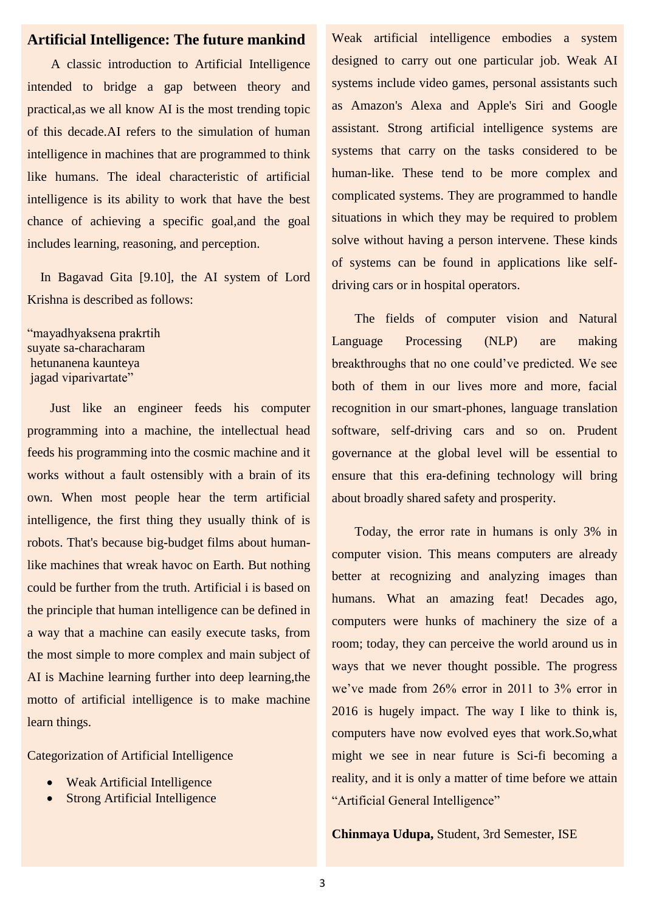## Artificial Intelligence: The future mankind

A classic introduction to Artificial Intelligence intended to bridge a gap between theory and practical,as we all know AI is the most trending topic of this decade.AI refers to the simulation of human intelligence in machines that are programmed to think like humans. The ideal characteristic of artificial intelligence is its ability to work that have the best chance of achieving a specific goal,and the goal includes learning, reasoning, and perception.

In Bagavad Gita [9.10], the AI system of Lord Krishna is described as follows:

"mayadhyaksena prakrtih
suyate sa-characharam
hetunanena kaunteya
jagad viparivartate"

Just like an engineer feeds his computer programming into a machine, the intellectual head feeds his programming into the cosmic machine and it works without a fault ostensibly with a brain of its own. When most people hear the term artificial intelligence, the first thing they usually think of is robots. That's because big-budget films about human-like machines that wreak havoc on Earth. But nothing could be further from the truth. Artificial i is based on the principle that human intelligence can be defined in a way that a machine can easily execute tasks, from the most simple to more complex and main subject of AI is Machine learning further into deep learning,the motto of artificial intelligence is to make machine learn things.

Categorization of Artificial Intelligence

- Weak Artificial Intelligence
- Strong Artificial Intelligence

Weak artificial intelligence embodies a system designed to carry out one particular job. Weak AI systems include video games, personal assistants such as Amazon's Alexa and Apple's Siri and Google assistant. Strong artificial intelligence systems are systems that carry on the tasks considered to be human-like. These tend to be more complex and complicated systems. They are programmed to handle situations in which they may be required to problem solve without having a person intervene. These kinds of systems can be found in applications like self-driving cars or in hospital operators.

The fields of computer vision and Natural Language Processing (NLP) are making breakthroughs that no one could've predicted. We see both of them in our lives more and more, facial recognition in our smart-phones, language translation software, self-driving cars and so on. Prudent governance at the global level will be essential to ensure that this era-defining technology will bring about broadly shared safety and prosperity.

Today, the error rate in humans is only 3% in computer vision. This means computers are already better at recognizing and analyzing images than humans. What an amazing feat! Decades ago, computers were hunks of machinery the size of a room; today, they can perceive the world around us in ways that we never thought possible. The progress we've made from 26% error in 2011 to 3% error in 2016 is hugely impact. The way I like to think is, computers have now evolved eyes that work.So,what might we see in near future is Sci-fi becoming a reality, and it is only a matter of time before we attain "Artificial General Intelligence"

**Chinmaya Udupa,** Student, 3rd Semester, ISE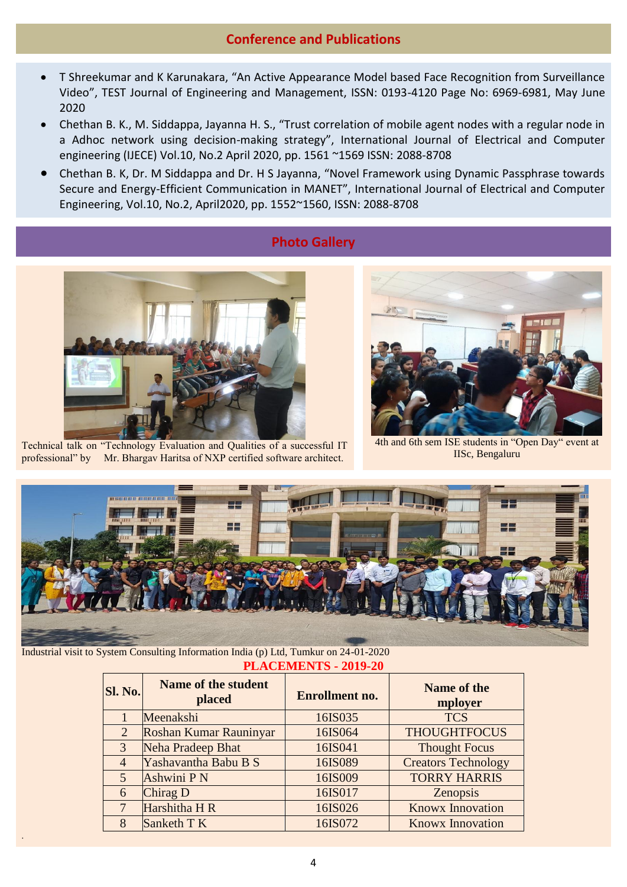## Conference and Publications

- T Shreekumar and K Karunakara, "An Active Appearance Model based Face Recognition from Surveillance Video", TEST Journal of Engineering and Management, ISSN: 0193-4120 Page No: 6969-6981, May June 2020
- Chethan B. K., M. Siddappa, Jayanna H. S., "Trust correlation of mobile agent nodes with a regular node in a Adhoc network using decision-making strategy", International Journal of Electrical and Computer engineering (IJECE) Vol.10, No.2 April 2020, pp. 1561 ~1569 ISSN: 2088-8708
- Chethan B. K, Dr. M Siddappa and Dr. H S Jayanna, "Novel Framework using Dynamic Passphrase towards Secure and Energy-Efficient Communication in MANET", International Journal of Electrical and Computer Engineering, Vol.10, No.2, April2020, pp. 1552~1560, ISSN: 2088-8708

## Photo Gallery

Technical talk on "Technology Evaluation and Qualities of a successful IT professional" by Mr. Bhargav Haritsa of NXP certified software architect.

4th and 6th sem ISE students in "Open Day" event at IISc, Bengaluru

Industrial visit to System Consulting Information India (p) Ltd, Tumkur on 24-01-2020

### PLACEMENTS - 2019-20

| Sl. No. | Name of the student placed | Enrollment no. | Name of the mployer |
|---|---|---|---|
| 1 | Meenakshi | 16IS035 | TCS |
| 2 | Roshan Kumar Rauninyar | 16IS064 | THOUGHTFOCUS |
| 3 | Neha Pradeep Bhat | 16IS041 | Thought Focus |
| 4 | Yashavantha Babu B S | 16IS089 | Creators Technology |
| 5 | Ashwini P N | 16IS009 | TORRY HARRIS |
| 6 | Chirag D | 16IS017 | Zenopsis |
| 7 | Harshitha H R | 16IS026 | Knowx Innovation |
| 8 | Sanketh T K | 16IS072 | Knowx Innovation |